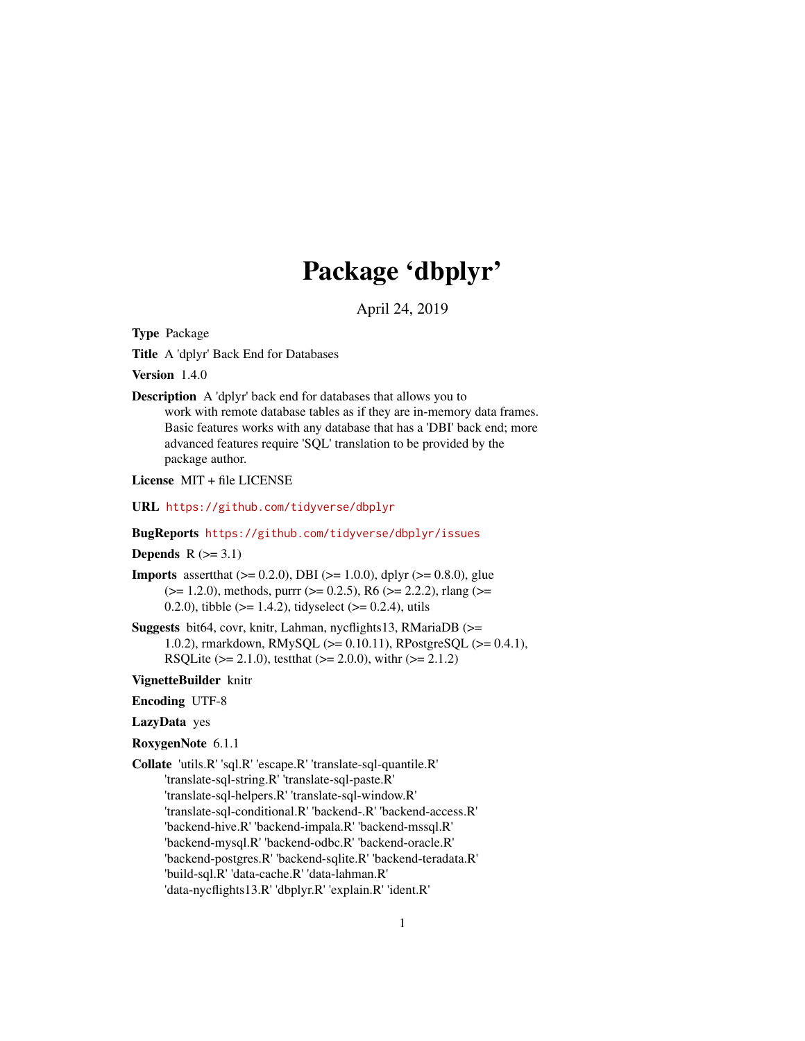# Package 'dbplyr'

April 24, 2019

**Type** Package

**Title** A 'dplyr' Back End for Databases

**Version** 1.4.0

**Description** A 'dplyr' back end for databases that allows you to work with remote database tables as if they are in-memory data frames. Basic features works with any database that has a 'DBI' back end; more advanced features require 'SQL' translation to be provided by the package author.

**License** MIT + file LICENSE

**URL** https://github.com/tidyverse/dbplyr

**BugReports** https://github.com/tidyverse/dbplyr/issues

**Depends** R (>= 3.1)

**Imports** assertthat (>= 0.2.0), DBI (>= 1.0.0), dplyr (>= 0.8.0), glue (>= 1.2.0), methods, purrr (>= 0.2.5), R6 (>= 2.2.2), rlang (>= 0.2.0), tibble (>= 1.4.2), tidyselect (>= 0.2.4), utils

**Suggests** bit64, covr, knitr, Lahman, nycflights13, RMariaDB (>= 1.0.2), rmarkdown, RMySQL (>= 0.10.11), RPostgreSQL (>= 0.4.1), RSQLite (>= 2.1.0), testthat (>= 2.0.0), withr (>= 2.1.2)

**VignetteBuilder** knitr

**Encoding** UTF-8

**LazyData** yes

**RoxygenNote** 6.1.1

**Collate** 'utils.R' 'sql.R' 'escape.R' 'translate-sql-quantile.R' 'translate-sql-string.R' 'translate-sql-paste.R' 'translate-sql-helpers.R' 'translate-sql-window.R' 'translate-sql-conditional.R' 'backend-.R' 'backend-access.R' 'backend-hive.R' 'backend-impala.R' 'backend-mssql.R' 'backend-mysql.R' 'backend-odbc.R' 'backend-oracle.R' 'backend-postgres.R' 'backend-sqlite.R' 'backend-teradata.R' 'build-sql.R' 'data-cache.R' 'data-lahman.R' 'data-nycflights13.R' 'dbplyr.R' 'explain.R' 'ident.R'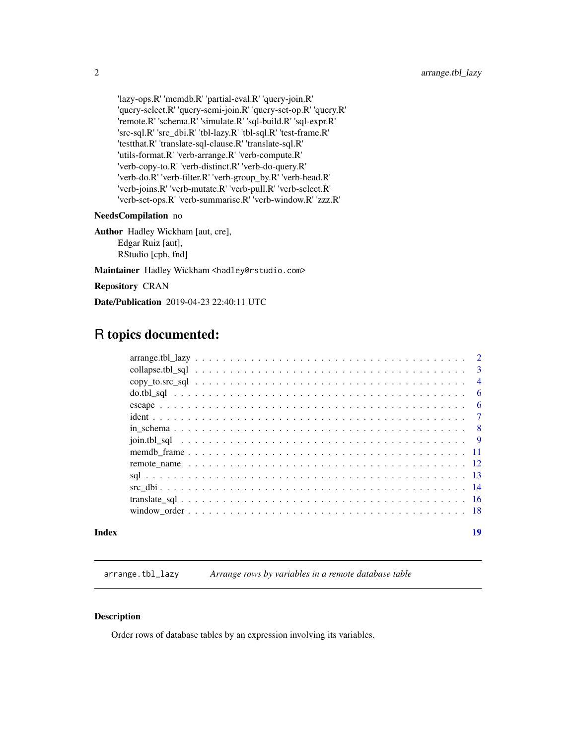'lazy-ops.R' 'memdb.R' 'partial-eval.R' 'query-join.R'
'query-select.R' 'query-semi-join.R' 'query-set-op.R' 'query.R'
'remote.R' 'schema.R' 'simulate.R' 'sql-build.R' 'sql-expr.R'
'src-sql.R' 'src_dbi.R' 'tbl-lazy.R' 'tbl-sql.R' 'test-frame.R'
'testthat.R' 'translate-sql-clause.R' 'translate-sql.R'
'utils-format.R' 'verb-arrange.R' 'verb-compute.R'
'verb-copy-to.R' 'verb-distinct.R' 'verb-do-query.R'
'verb-do.R' 'verb-filter.R' 'verb-group_by.R' 'verb-head.R'
'verb-joins.R' 'verb-mutate.R' 'verb-pull.R' 'verb-select.R'
'verb-set-ops.R' 'verb-summarise.R' 'verb-window.R' 'zzz.R'

**NeedsCompilation** no

**Author** Hadley Wickham [aut, cre],
Edgar Ruiz [aut],
RStudio [cph, fnd]

**Maintainer** Hadley Wickham <hadley@rstudio.com>

**Repository** CRAN

**Date/Publication** 2019-04-23 22:40:11 UTC

# R topics documented:

- arrange.tbl_lazy . . . . . 2
- collapse.tbl_sql . . . . . 3
- copy_to.src_sql . . . . . 4
- do.tbl_sql . . . . . 6
- escape . . . . . 6
- ident . . . . . 7
- in_schema . . . . . 8
- join.tbl_sql . . . . . 9
- memdb_frame . . . . . 11
- remote_name . . . . . 12
- sql . . . . . 13
- src_dbi . . . . . 14
- translate_sql . . . . . 16
- window_order . . . . . 18

**Index** 19

---

`arrange.tbl_lazy` *Arrange rows by variables in a remote database table*

---

## Description

Order rows of database tables by an expression involving its variables.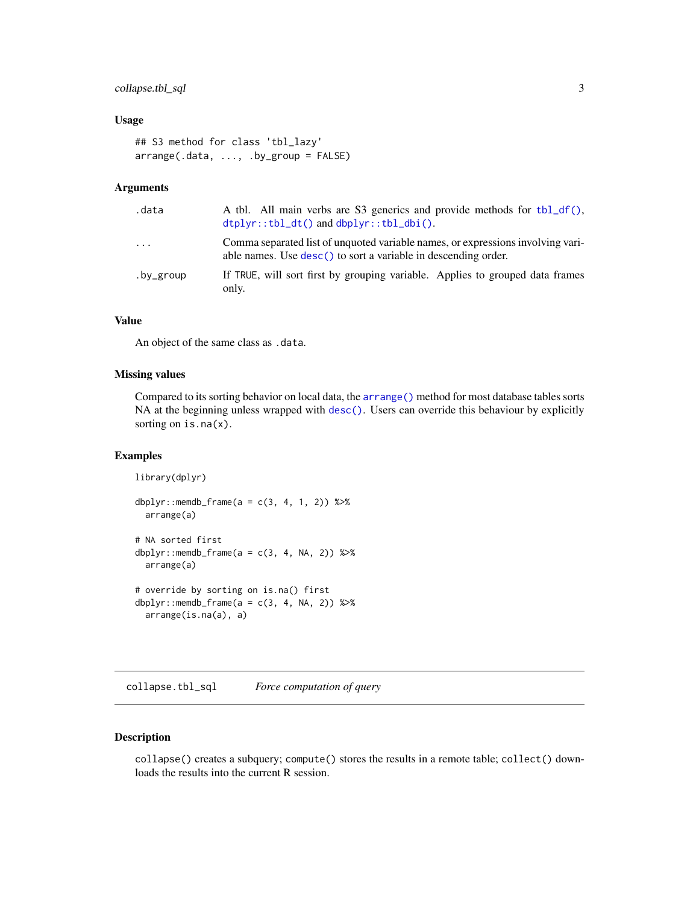### Usage

```
## S3 method for class 'tbl_lazy'
arrange(.data, ..., .by_group = FALSE)
```

### Arguments

| | |
|---|---|
| `.data` | A tbl. All main verbs are S3 generics and provide methods for `tbl_df()`, `dtplyr::tbl_dt()` and `dbplyr::tbl_dbi()`. |
| `...` | Comma separated list of unquoted variable names, or expressions involving variable names. Use `desc()` to sort a variable in descending order. |
| `.by_group` | If `TRUE`, will sort first by grouping variable. Applies to grouped data frames only. |

### Value

An object of the same class as `.data`.

### Missing values

Compared to its sorting behavior on local data, the `arrange()` method for most database tables sorts NA at the beginning unless wrapped with `desc()`. Users can override this behaviour by explicitly sorting on `is.na(x)`.

### Examples

```
library(dplyr)

dbplyr::memdb_frame(a = c(3, 4, 1, 2)) %>%
  arrange(a)

# NA sorted first
dbplyr::memdb_frame(a = c(3, 4, NA, 2)) %>%
  arrange(a)

# override by sorting on is.na() first
dbplyr::memdb_frame(a = c(3, 4, NA, 2)) %>%
  arrange(is.na(a), a)
```

---

## `collapse.tbl_sql` *Force computation of query*

### Description

`collapse()` creates a subquery; `compute()` stores the results in a remote table; `collect()` downloads the results into the current R session.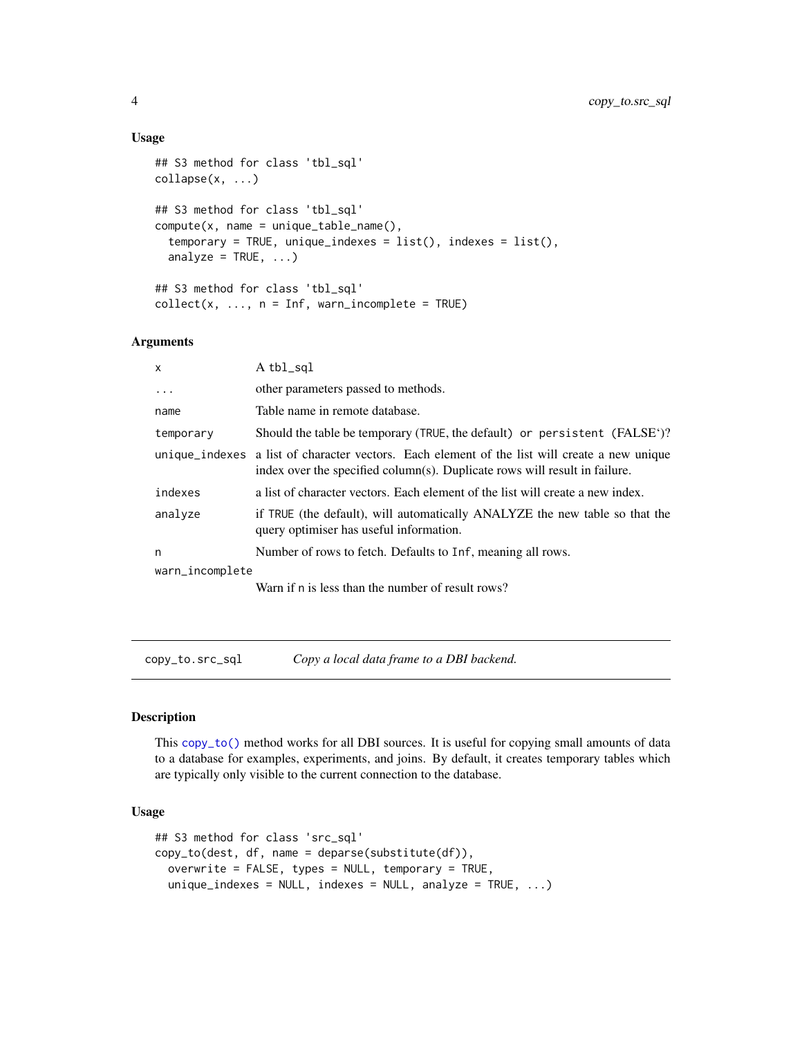### Usage

```
## S3 method for class 'tbl_sql'
collapse(x, ...)

## S3 method for class 'tbl_sql'
compute(x, name = unique_table_name(),
  temporary = TRUE, unique_indexes = list(), indexes = list(),
  analyze = TRUE, ...)

## S3 method for class 'tbl_sql'
collect(x, ..., n = Inf, warn_incomplete = TRUE)
```

### Arguments

| | |
|---|---|
| `x` | A `tbl_sql` |
| `...` | other parameters passed to methods. |
| `name` | Table name in remote database. |
| `temporary` | Should the table be temporary (`TRUE`, the default) `or persistent (FALSE`')? |
| `unique_indexes` | a list of character vectors. Each element of the list will create a new unique index over the specified column(s). Duplicate rows will result in failure. |
| `indexes` | a list of character vectors. Each element of the list will create a new index. |
| `analyze` | if `TRUE` (the default), will automatically ANALYZE the new table so that the query optimiser has useful information. |
| `n` | Number of rows to fetch. Defaults to `Inf`, meaning all rows. |
| `warn_incomplete` | Warn if n is less than the number of result rows? |

---

## copy_to.src_sql — *Copy a local data frame to a DBI backend.*

### Description

This `copy_to()` method works for all DBI sources. It is useful for copying small amounts of data to a database for examples, experiments, and joins. By default, it creates temporary tables which are typically only visible to the current connection to the database.

### Usage

```
## S3 method for class 'src_sql'
copy_to(dest, df, name = deparse(substitute(df)),
  overwrite = FALSE, types = NULL, temporary = TRUE,
  unique_indexes = NULL, indexes = NULL, analyze = TRUE, ...)
```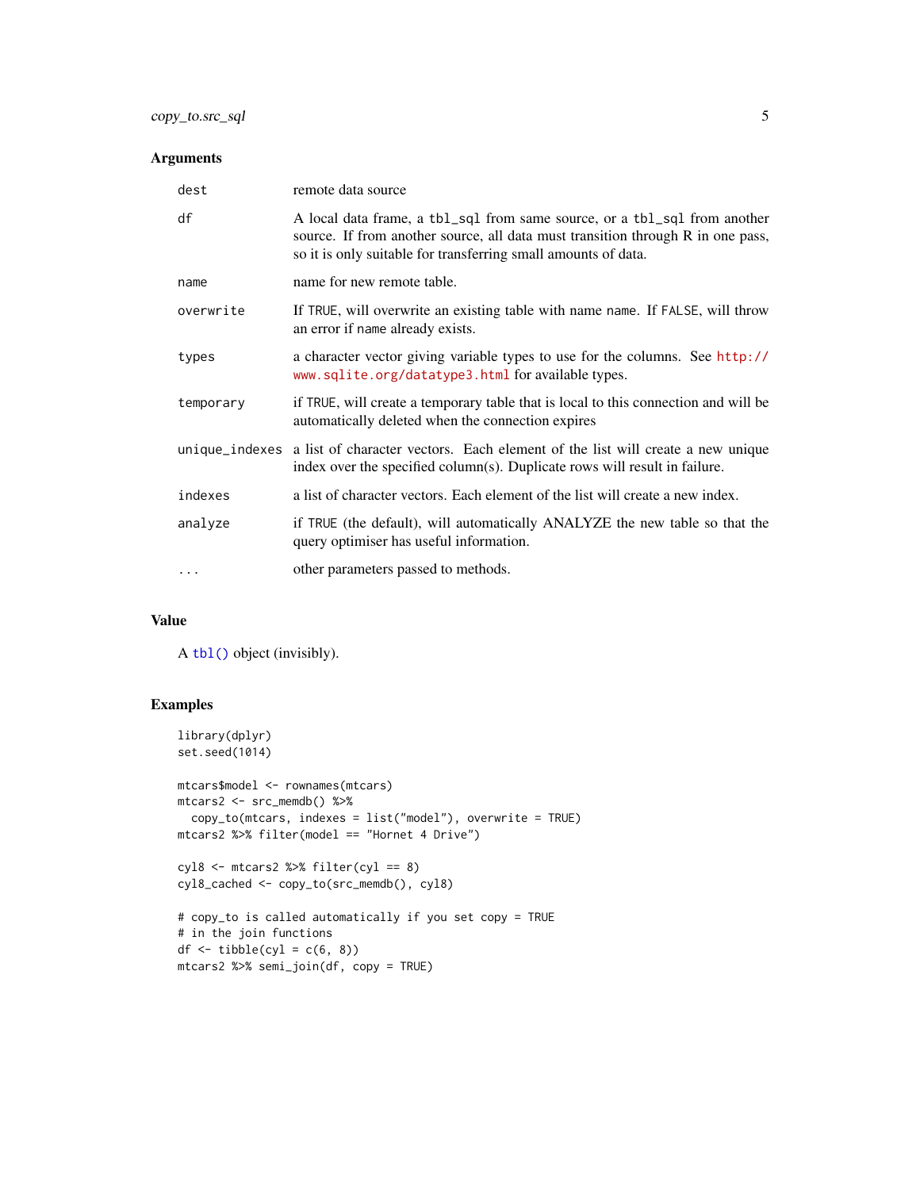### Arguments

| | |
|---|---|
| `dest` | remote data source |
| `df` | A local data frame, a `tbl_sql` from same source, or a `tbl_sql` from another source. If from another source, all data must transition through R in one pass, so it is only suitable for transferring small amounts of data. |
| `name` | name for new remote table. |
| `overwrite` | If `TRUE`, will overwrite an existing table with name `name`. If `FALSE`, will throw an error if `name` already exists. |
| `types` | a character vector giving variable types to use for the columns. See http://www.sqlite.org/datatype3.html for available types. |
| `temporary` | if `TRUE`, will create a temporary table that is local to this connection and will be automatically deleted when the connection expires |
| `unique_indexes` | a list of character vectors. Each element of the list will create a new unique index over the specified column(s). Duplicate rows will result in failure. |
| `indexes` | a list of character vectors. Each element of the list will create a new index. |
| `analyze` | if `TRUE` (the default), will automatically ANALYZE the new table so that the query optimiser has useful information. |
| `...` | other parameters passed to methods. |

### Value

A `tbl()` object (invisibly).

### Examples

```
library(dplyr)
set.seed(1014)

mtcars$model <- rownames(mtcars)
mtcars2 <- src_memdb() %>%
  copy_to(mtcars, indexes = list("model"), overwrite = TRUE)
mtcars2 %>% filter(model == "Hornet 4 Drive")

cyl8 <- mtcars2 %>% filter(cyl == 8)
cyl8_cached <- copy_to(src_memdb(), cyl8)

# copy_to is called automatically if you set copy = TRUE
# in the join functions
df <- tibble(cyl = c(6, 8))
mtcars2 %>% semi_join(df, copy = TRUE)
```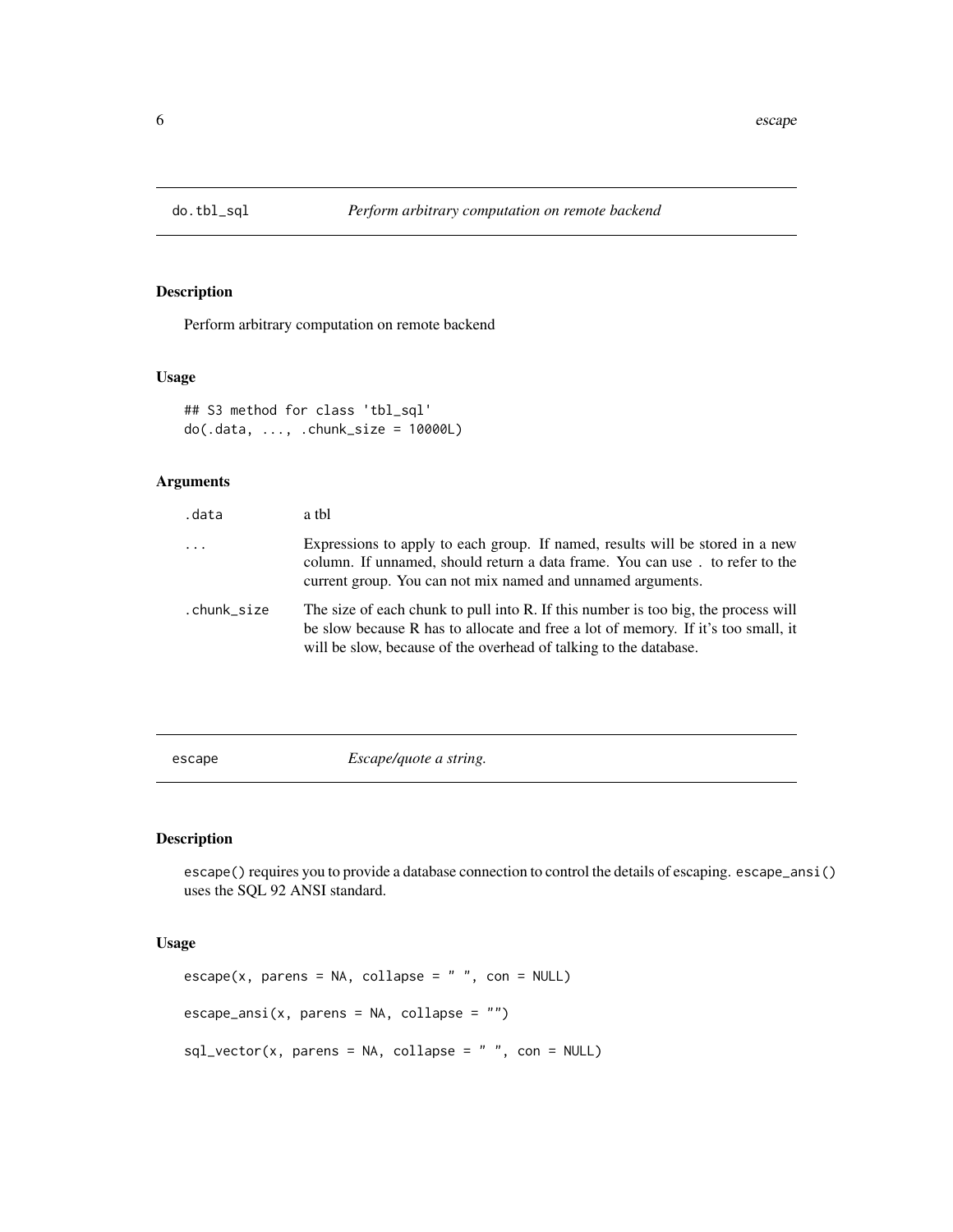## do.tbl_sql — *Perform arbitrary computation on remote backend*

### Description

Perform arbitrary computation on remote backend

### Usage

```
## S3 method for class 'tbl_sql'
do(.data, ..., .chunk_size = 10000L)
```

### Arguments

| | |
|---|---|
| .data | a tbl |
| ... | Expressions to apply to each group. If named, results will be stored in a new column. If unnamed, should return a data frame. You can use . to refer to the current group. You can not mix named and unnamed arguments. |
| .chunk_size | The size of each chunk to pull into R. If this number is too big, the process will be slow because R has to allocate and free a lot of memory. If it's too small, it will be slow, because of the overhead of talking to the database. |

## escape — *Escape/quote a string.*

### Description

escape() requires you to provide a database connection to control the details of escaping. escape_ansi() uses the SQL 92 ANSI standard.

### Usage

```
escape(x, parens = NA, collapse = " ", con = NULL)

escape_ansi(x, parens = NA, collapse = "")

sql_vector(x, parens = NA, collapse = " ", con = NULL)
```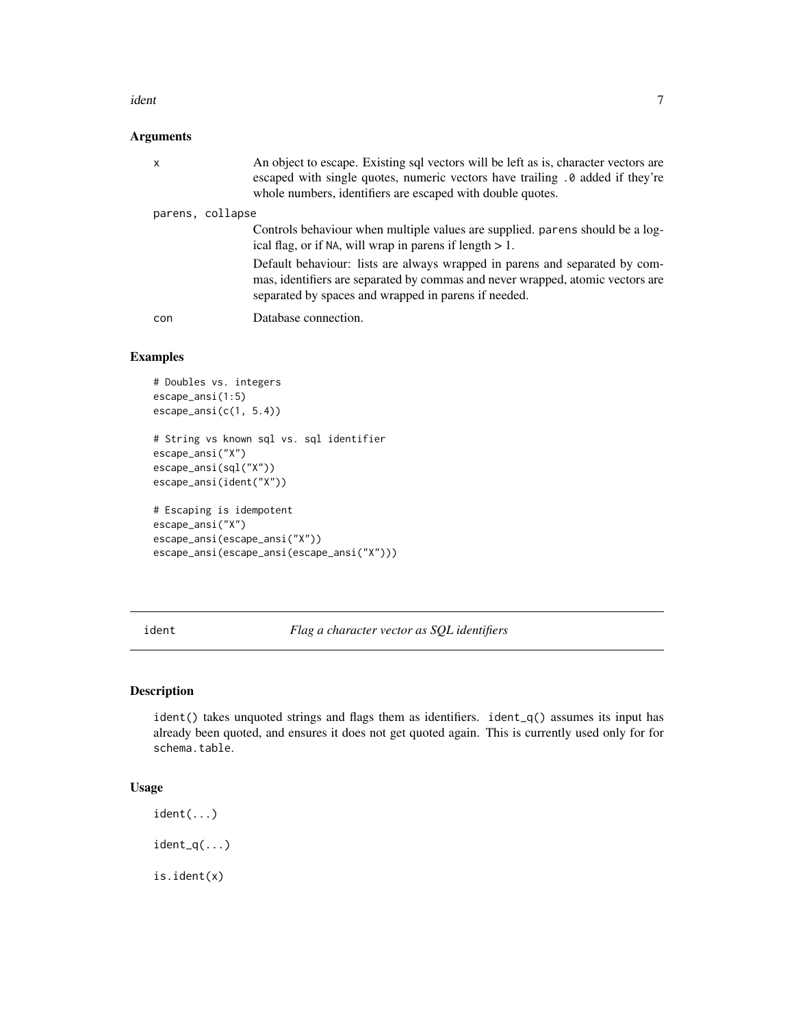## Arguments

| | |
|---|---|
| `x` | An object to escape. Existing sql vectors will be left as is, character vectors are escaped with single quotes, numeric vectors have trailing `.0` added if they're whole numbers, identifiers are escaped with double quotes. |
| `parens, collapse` | Controls behaviour when multiple values are supplied. `parens` should be a logical flag, or if `NA`, will wrap in parens if length > 1.<br><br>Default behaviour: lists are always wrapped in parens and separated by commas, identifiers are separated by commas and never wrapped, atomic vectors are separated by spaces and wrapped in parens if needed. |
| `con` | Database connection. |

## Examples

```
# Doubles vs. integers
escape_ansi(1:5)
escape_ansi(c(1, 5.4))

# String vs known sql vs. sql identifier
escape_ansi("X")
escape_ansi(sql("X"))
escape_ansi(ident("X"))

# Escaping is idempotent
escape_ansi("X")
escape_ansi(escape_ansi("X"))
escape_ansi(escape_ansi(escape_ansi("X")))
```

---

# `ident` — *Flag a character vector as SQL identifiers*

## Description

`ident()` takes unquoted strings and flags them as identifiers. `ident_q()` assumes its input has already been quoted, and ensures it does not get quoted again. This is currently used only for for `schema.table`.

## Usage

```
ident(...)

ident_q(...)

is.ident(x)
```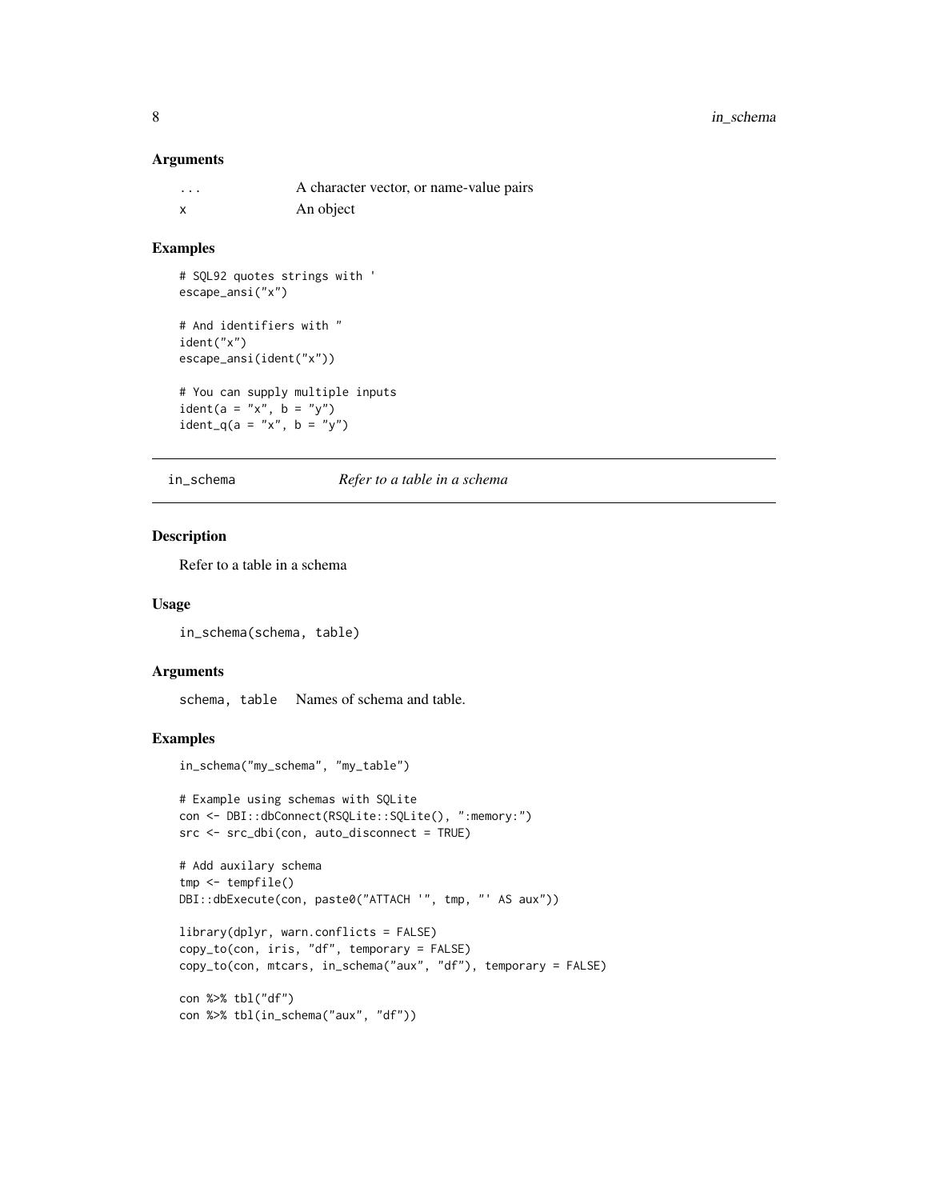### Arguments

| | |
|---|---|
| ... | A character vector, or name-value pairs |
| x | An object |

### Examples

```
# SQL92 quotes strings with '
escape_ansi("x")

# And identifiers with "
ident("x")
escape_ansi(ident("x"))

# You can supply multiple inputs
ident(a = "x", b = "y")
ident_q(a = "x", b = "y")
```

---

## in_schema — *Refer to a table in a schema*

### Description

Refer to a table in a schema

### Usage

```
in_schema(schema, table)
```

### Arguments

| | |
|---|---|
| schema, table | Names of schema and table. |

### Examples

```
in_schema("my_schema", "my_table")

# Example using schemas with SQLite
con <- DBI::dbConnect(RSQLite::SQLite(), ":memory:")
src <- src_dbi(con, auto_disconnect = TRUE)

# Add auxilary schema
tmp <- tempfile()
DBI::dbExecute(con, paste0("ATTACH '", tmp, "' AS aux"))

library(dplyr, warn.conflicts = FALSE)
copy_to(con, iris, "df", temporary = FALSE)
copy_to(con, mtcars, in_schema("aux", "df"), temporary = FALSE)

con %>% tbl("df")
con %>% tbl(in_schema("aux", "df"))
```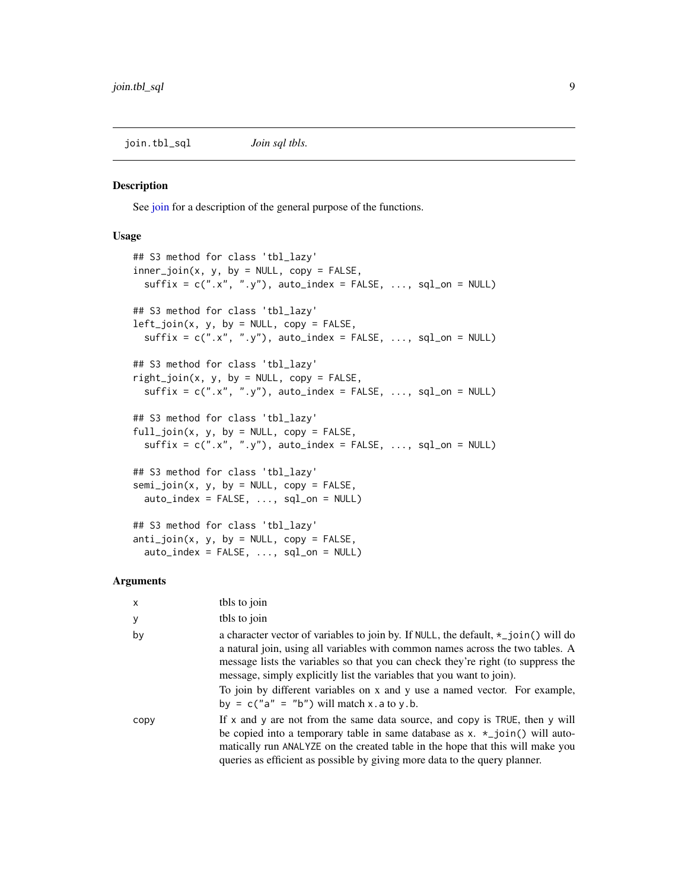join.tbl_sql    *Join sql tbls.*

### Description

See join for a description of the general purpose of the functions.

### Usage

```
## S3 method for class 'tbl_lazy'
inner_join(x, y, by = NULL, copy = FALSE,
  suffix = c(".x", ".y"), auto_index = FALSE, ..., sql_on = NULL)

## S3 method for class 'tbl_lazy'
left_join(x, y, by = NULL, copy = FALSE,
  suffix = c(".x", ".y"), auto_index = FALSE, ..., sql_on = NULL)

## S3 method for class 'tbl_lazy'
right_join(x, y, by = NULL, copy = FALSE,
  suffix = c(".x", ".y"), auto_index = FALSE, ..., sql_on = NULL)

## S3 method for class 'tbl_lazy'
full_join(x, y, by = NULL, copy = FALSE,
  suffix = c(".x", ".y"), auto_index = FALSE, ..., sql_on = NULL)

## S3 method for class 'tbl_lazy'
semi_join(x, y, by = NULL, copy = FALSE,
  auto_index = FALSE, ..., sql_on = NULL)

## S3 method for class 'tbl_lazy'
anti_join(x, y, by = NULL, copy = FALSE,
  auto_index = FALSE, ..., sql_on = NULL)
```

### Arguments

| | |
|---|---|
| x | tbls to join |
| y | tbls to join |
| by | a character vector of variables to join by. If NULL, the default, *_join() will do a natural join, using all variables with common names across the two tables. A message lists the variables so that you can check they're right (to suppress the message, simply explicitly list the variables that you want to join). <br> To join by different variables on x and y use a named vector. For example, by = c("a" = "b") will match x.a to y.b. |
| copy | If x and y are not from the same data source, and copy is TRUE, then y will be copied into a temporary table in same database as x. *_join() will automatically run ANALYZE on the created table in the hope that this will make you queries as efficient as possible by giving more data to the query planner. |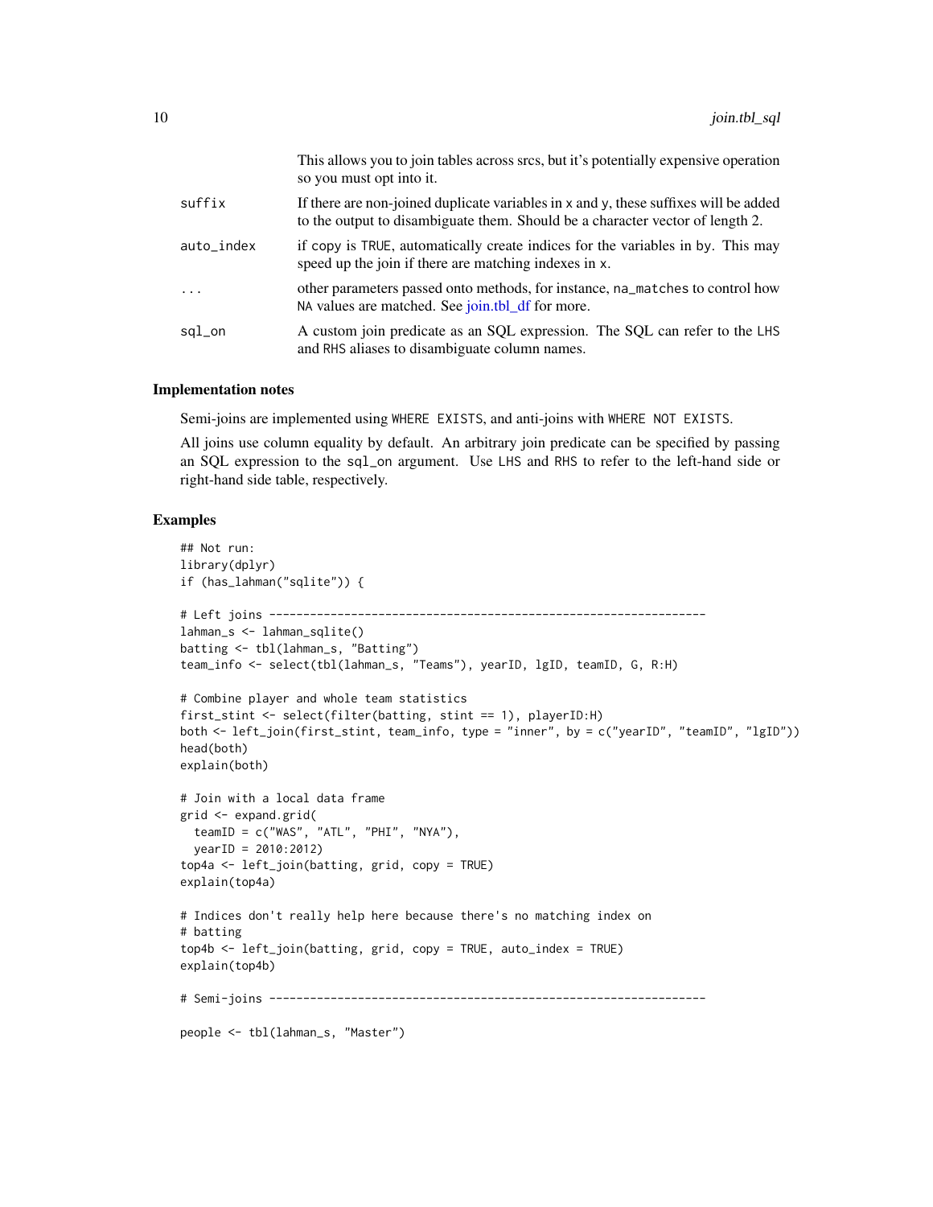| | |
|---|---|
| | This allows you to join tables across srcs, but it's potentially expensive operation so you must opt into it. |
| suffix | If there are non-joined duplicate variables in x and y, these suffixes will be added to the output to disambiguate them. Should be a character vector of length 2. |
| auto_index | if copy is TRUE, automatically create indices for the variables in by. This may speed up the join if there are matching indexes in x. |
| ... | other parameters passed onto methods, for instance, na_matches to control how NA values are matched. See join.tbl_df for more. |
| sql_on | A custom join predicate as an SQL expression. The SQL can refer to the LHS and RHS aliases to disambiguate column names. |

### Implementation notes

Semi-joins are implemented using WHERE EXISTS, and anti-joins with WHERE NOT EXISTS.

All joins use column equality by default. An arbitrary join predicate can be specified by passing an SQL expression to the sql_on argument. Use LHS and RHS to refer to the left-hand side or right-hand side table, respectively.

### Examples

```
## Not run:
library(dplyr)
if (has_lahman("sqlite")) {

# Left joins ----------------------------------------------------------------
lahman_s <- lahman_sqlite()
batting <- tbl(lahman_s, "Batting")
team_info <- select(tbl(lahman_s, "Teams"), yearID, lgID, teamID, G, R:H)

# Combine player and whole team statistics
first_stint <- select(filter(batting, stint == 1), playerID:H)
both <- left_join(first_stint, team_info, type = "inner", by = c("yearID", "teamID", "lgID"))
head(both)
explain(both)

# Join with a local data frame
grid <- expand.grid(
  teamID = c("WAS", "ATL", "PHI", "NYA"),
  yearID = 2010:2012)
top4a <- left_join(batting, grid, copy = TRUE)
explain(top4a)

# Indices don't really help here because there's no matching index on
# batting
top4b <- left_join(batting, grid, copy = TRUE, auto_index = TRUE)
explain(top4b)

# Semi-joins ----------------------------------------------------------------

people <- tbl(lahman_s, "Master")
```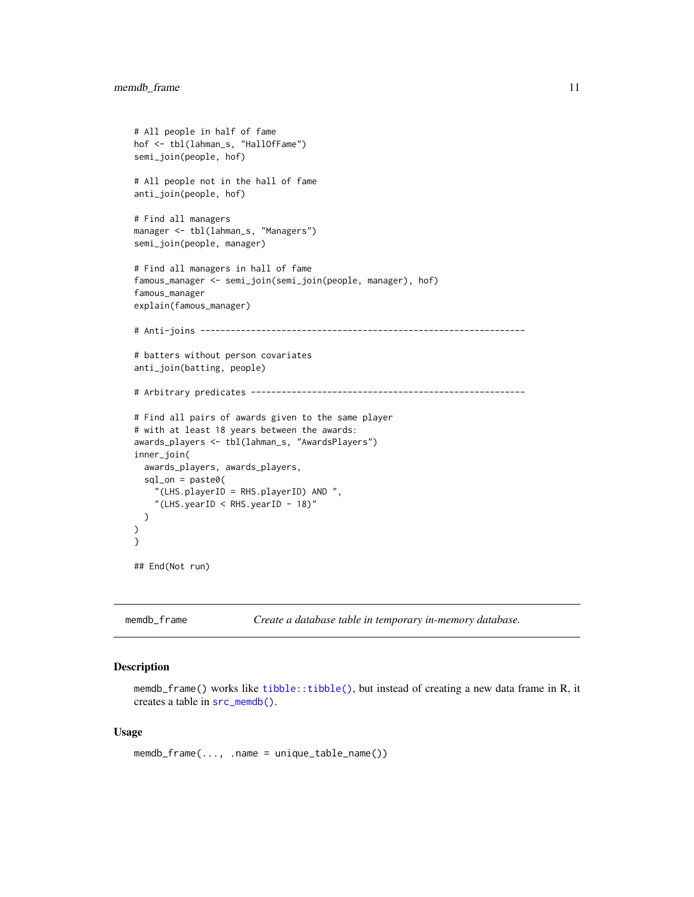```
# All people in half of fame
hof <- tbl(lahman_s, "HallOfFame")
semi_join(people, hof)

# All people not in the hall of fame
anti_join(people, hof)

# Find all managers
manager <- tbl(lahman_s, "Managers")
semi_join(people, manager)

# Find all managers in hall of fame
famous_manager <- semi_join(semi_join(people, manager), hof)
famous_manager
explain(famous_manager)

# Anti-joins ----------------------------------------------------------------

# batters without person covariates
anti_join(batting, people)

# Arbitrary predicates ------------------------------------------------------

# Find all pairs of awards given to the same player
# with at least 18 years between the awards:
awards_players <- tbl(lahman_s, "AwardsPlayers")
inner_join(
  awards_players, awards_players,
  sql_on = paste0(
    "(LHS.playerID = RHS.playerID) AND ",
    "(LHS.yearID < RHS.yearID - 18)"
  )
)
}

## End(Not run)
```

---

`memdb_frame` — *Create a database table in temporary in-memory database.*

---

### Description

`memdb_frame()` works like `tibble::tibble()`, but instead of creating a new data frame in R, it creates a table in `src_memdb()`.

### Usage

```
memdb_frame(..., .name = unique_table_name())
```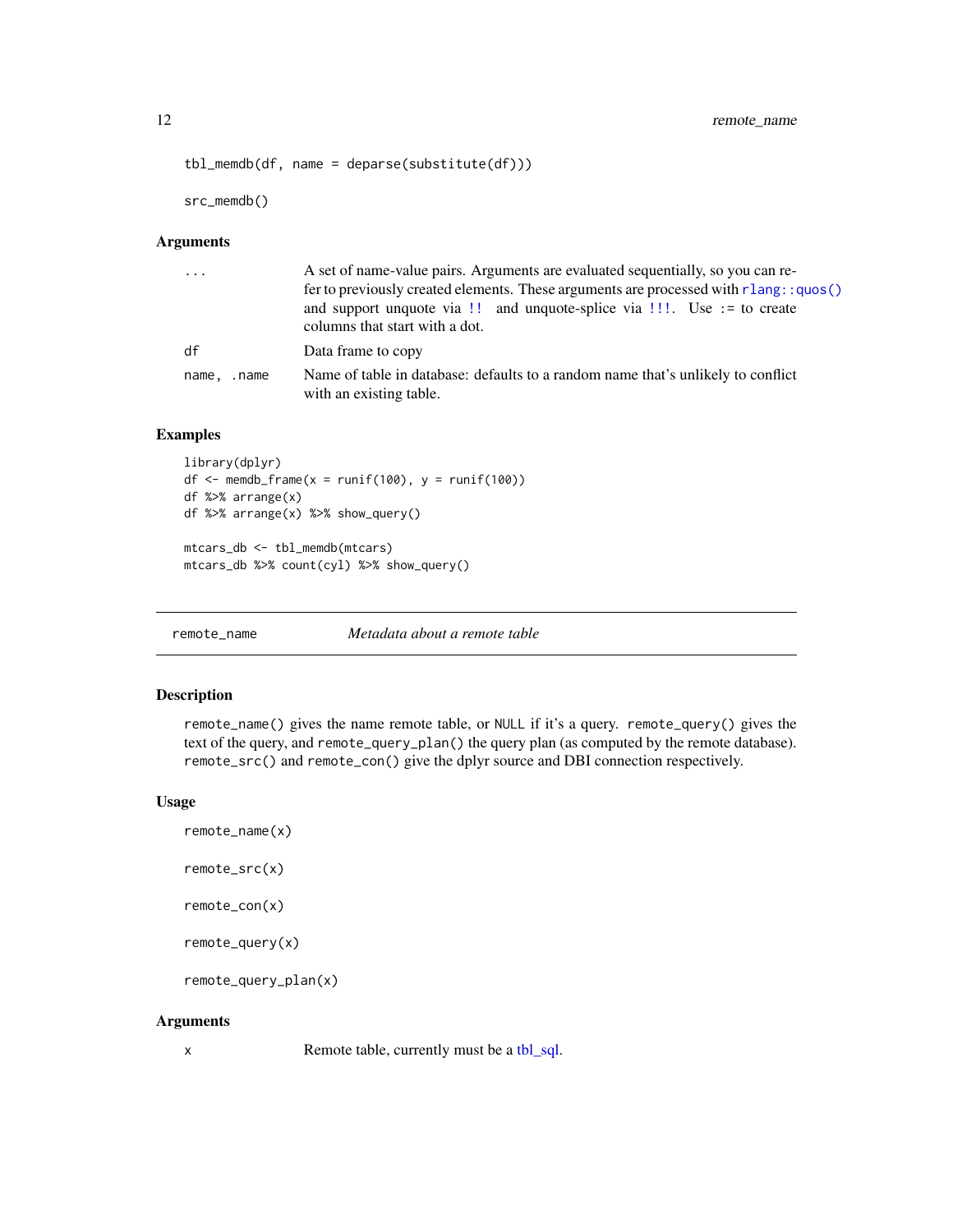```
tbl_memdb(df, name = deparse(substitute(df)))

src_memdb()
```

### Arguments

| | |
|---|---|
| `...` | A set of name-value pairs. Arguments are evaluated sequentially, so you can refer to previously created elements. These arguments are processed with `rlang::quos()` and support unquote via `!!` and unquote-splice via `!!!`. Use `:=` to create columns that start with a dot. |
| `df` | Data frame to copy |
| `name, .name` | Name of table in database: defaults to a random name that's unlikely to conflict with an existing table. |

### Examples

```
library(dplyr)
df <- memdb_frame(x = runif(100), y = runif(100))
df %>% arrange(x)
df %>% arrange(x) %>% show_query()

mtcars_db <- tbl_memdb(mtcars)
mtcars_db %>% count(cyl) %>% show_query()
```

---

## remote_name — *Metadata about a remote table*

### Description

`remote_name()` gives the name remote table, or `NULL` if it's a query. `remote_query()` gives the text of the query, and `remote_query_plan()` the query plan (as computed by the remote database). `remote_src()` and `remote_con()` give the dplyr source and DBI connection respectively.

### Usage

```
remote_name(x)

remote_src(x)

remote_con(x)

remote_query(x)

remote_query_plan(x)
```

### Arguments

| | |
|---|---|
| `x` | Remote table, currently must be a tbl_sql. |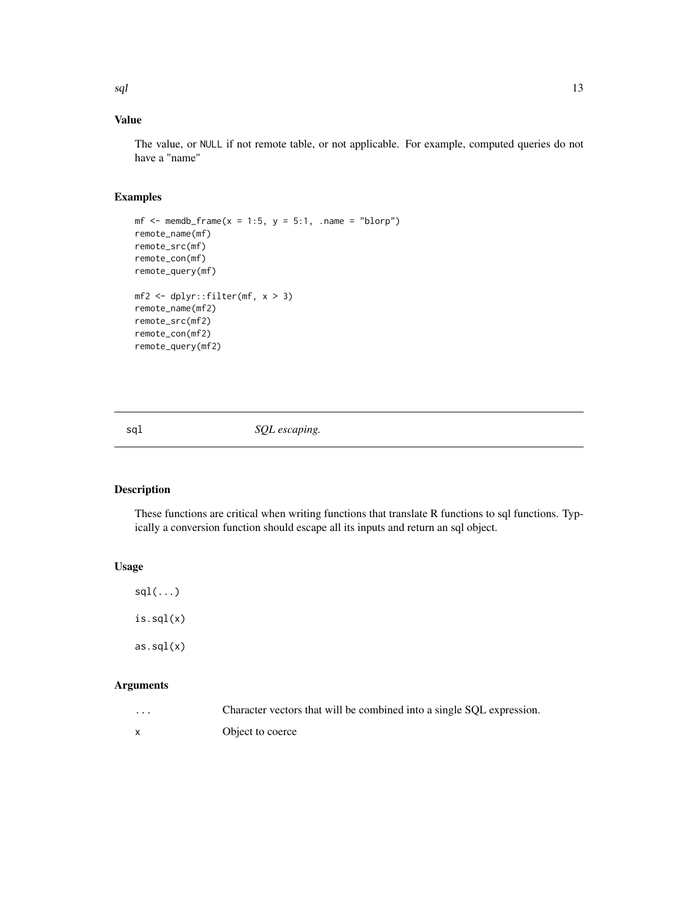## Value

The value, or NULL if not remote table, or not applicable. For example, computed queries do not have a "name"

## Examples

```
mf <- memdb_frame(x = 1:5, y = 5:1, .name = "blorp")
remote_name(mf)
remote_src(mf)
remote_con(mf)
remote_query(mf)

mf2 <- dplyr::filter(mf, x > 3)
remote_name(mf2)
remote_src(mf2)
remote_con(mf2)
remote_query(mf2)
```

---

# sql — *SQL escaping.*

---

## Description

These functions are critical when writing functions that translate R functions to sql functions. Typically a conversion function should escape all its inputs and return an sql object.

## Usage

```
sql(...)

is.sql(x)

as.sql(x)
```

## Arguments

| | |
|---|---|
| ... | Character vectors that will be combined into a single SQL expression. |
| x | Object to coerce |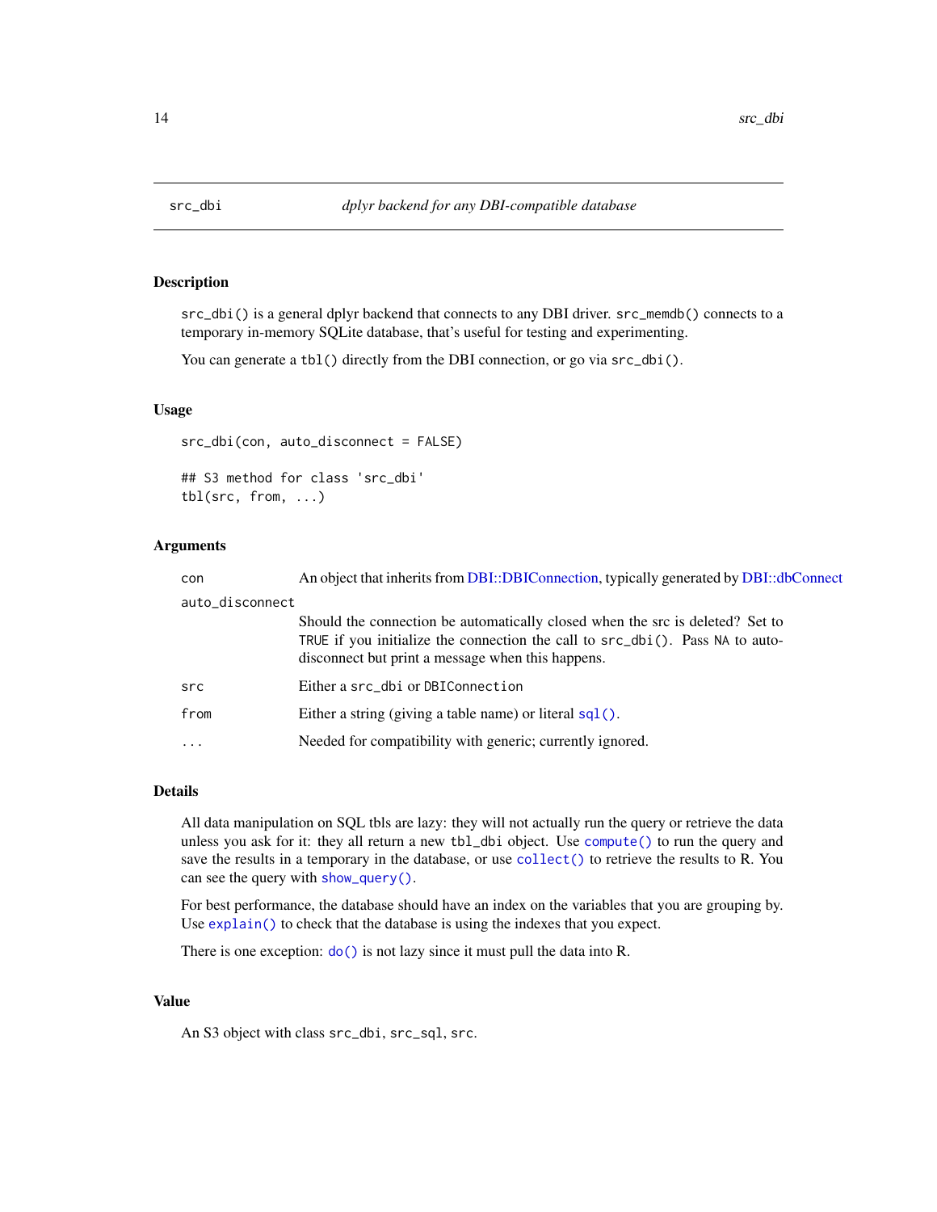# src_dbi — *dplyr backend for any DBI-compatible database*

## Description

`src_dbi()` is a general dplyr backend that connects to any DBI driver. `src_memdb()` connects to a temporary in-memory SQLite database, that's useful for testing and experimenting.

You can generate a `tbl()` directly from the DBI connection, or go via `src_dbi()`.

## Usage

```
src_dbi(con, auto_disconnect = FALSE)

## S3 method for class 'src_dbi'
tbl(src, from, ...)
```

## Arguments

| | |
|---|---|
| `con` | An object that inherits from DBI::DBIConnection, typically generated by DBI::dbConnect |
| `auto_disconnect` | Should the connection be automatically closed when the src is deleted? Set to `TRUE` if you initialize the connection the call to `src_dbi()`. Pass `NA` to auto-disconnect but print a message when this happens. |
| `src` | Either a `src_dbi` or `DBIConnection` |
| `from` | Either a string (giving a table name) or literal `sql()`. |
| `...` | Needed for compatibility with generic; currently ignored. |

## Details

All data manipulation on SQL tbls are lazy: they will not actually run the query or retrieve the data unless you ask for it: they all return a new `tbl_dbi` object. Use `compute()` to run the query and save the results in a temporary in the database, or use `collect()` to retrieve the results to R. You can see the query with `show_query()`.

For best performance, the database should have an index on the variables that you are grouping by. Use `explain()` to check that the database is using the indexes that you expect.

There is one exception: `do()` is not lazy since it must pull the data into R.

## Value

An S3 object with class `src_dbi`, `src_sql`, `src`.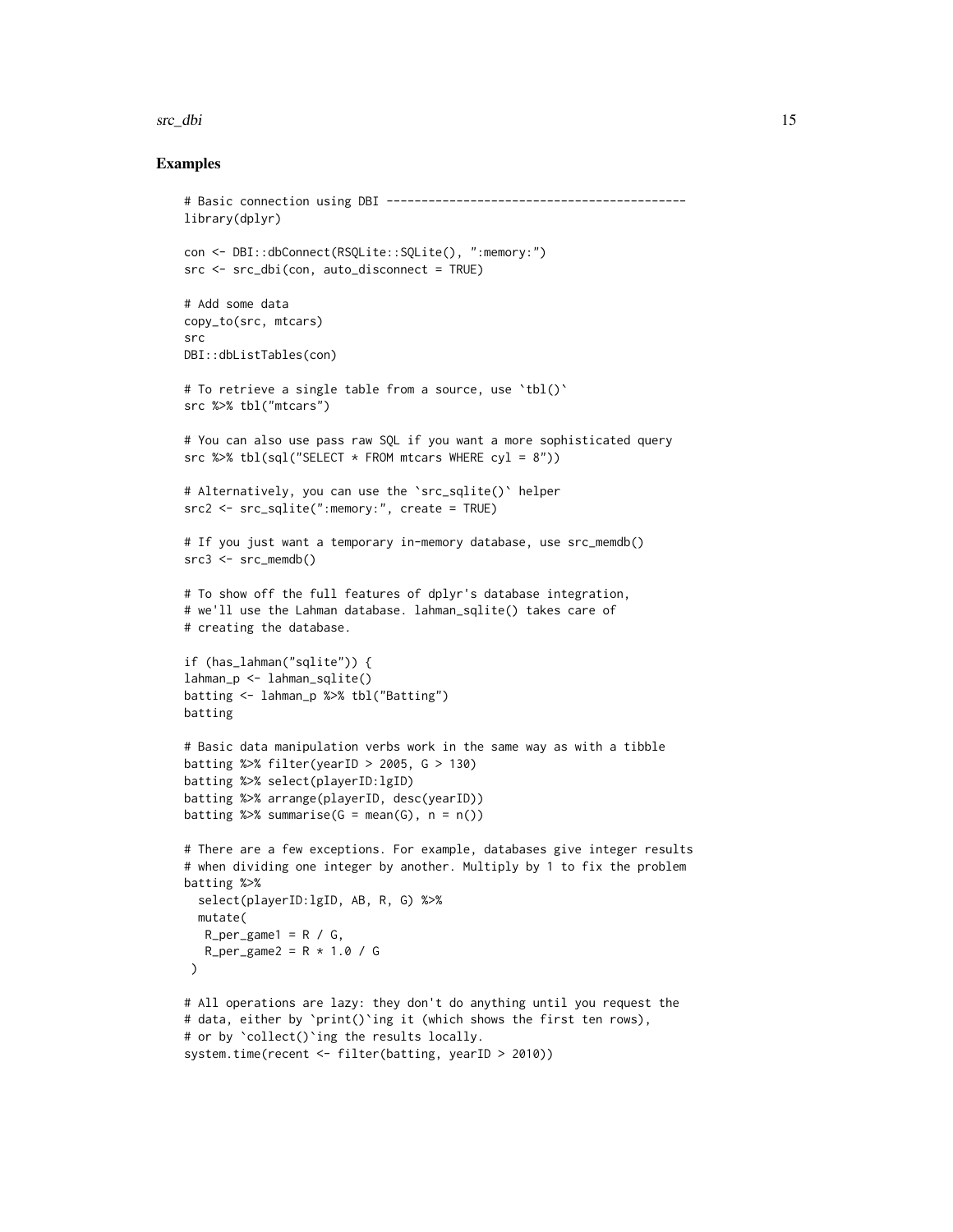## Examples

```
# Basic connection using DBI -------------------------------------------
library(dplyr)

con <- DBI::dbConnect(RSQLite::SQLite(), ":memory:")
src <- src_dbi(con, auto_disconnect = TRUE)

# Add some data
copy_to(src, mtcars)
src
DBI::dbListTables(con)

# To retrieve a single table from a source, use `tbl()`
src %>% tbl("mtcars")

# You can also use pass raw SQL if you want a more sophisticated query
src %>% tbl(sql("SELECT * FROM mtcars WHERE cyl = 8"))

# Alternatively, you can use the `src_sqlite()` helper
src2 <- src_sqlite(":memory:", create = TRUE)

# If you just want a temporary in-memory database, use src_memdb()
src3 <- src_memdb()

# To show off the full features of dplyr's database integration,
# we'll use the Lahman database. lahman_sqlite() takes care of
# creating the database.

if (has_lahman("sqlite")) {
lahman_p <- lahman_sqlite()
batting <- lahman_p %>% tbl("Batting")
batting

# Basic data manipulation verbs work in the same way as with a tibble
batting %>% filter(yearID > 2005, G > 130)
batting %>% select(playerID:lgID)
batting %>% arrange(playerID, desc(yearID))
batting %>% summarise(G = mean(G), n = n())

# There are a few exceptions. For example, databases give integer results
# when dividing one integer by another. Multiply by 1 to fix the problem
batting %>%
  select(playerID:lgID, AB, R, G) %>%
  mutate(
   R_per_game1 = R / G,
   R_per_game2 = R * 1.0 / G
 )

# All operations are lazy: they don't do anything until you request the
# data, either by `print()`ing it (which shows the first ten rows),
# or by `collect()`ing the results locally.
system.time(recent <- filter(batting, yearID > 2010))
```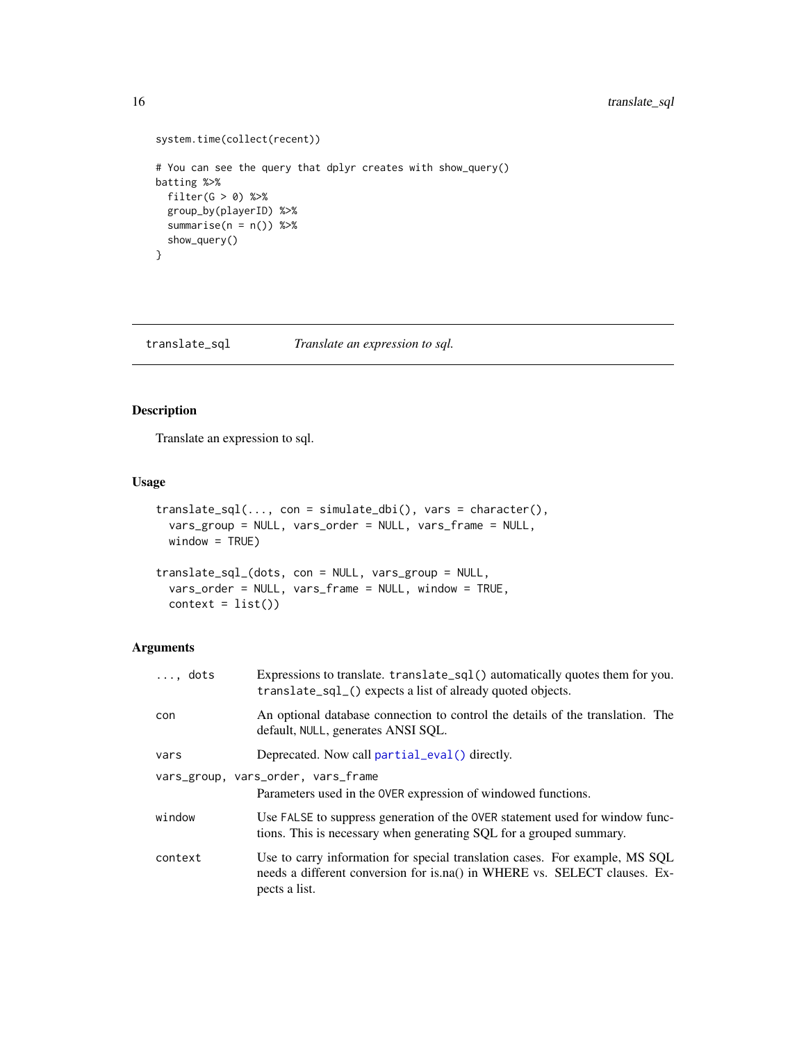```
system.time(collect(recent))

# You can see the query that dplyr creates with show_query()
batting %>%
  filter(G > 0) %>%
  group_by(playerID) %>%
  summarise(n = n()) %>%
  show_query()
}
```

---

## translate_sql — *Translate an expression to sql.*

---

### Description

Translate an expression to sql.

### Usage

```
translate_sql(..., con = simulate_dbi(), vars = character(),
  vars_group = NULL, vars_order = NULL, vars_frame = NULL,
  window = TRUE)

translate_sql_(dots, con = NULL, vars_group = NULL,
  vars_order = NULL, vars_frame = NULL, window = TRUE,
  context = list())
```

### Arguments

| | |
|---|---|
| `..., dots` | Expressions to translate. `translate_sql()` automatically quotes them for you. `translate_sql_()` expects a list of already quoted objects. |
| `con` | An optional database connection to control the details of the translation. The default, `NULL`, generates ANSI SQL. |
| `vars` | Deprecated. Now call `partial_eval()` directly. |
| `vars_group, vars_order, vars_frame` | Parameters used in the `OVER` expression of windowed functions. |
| `window` | Use `FALSE` to suppress generation of the `OVER` statement used for window functions. This is necessary when generating SQL for a grouped summary. |
| `context` | Use to carry information for special translation cases. For example, MS SQL needs a different conversion for is.na() in WHERE vs. SELECT clauses. Expects a list. |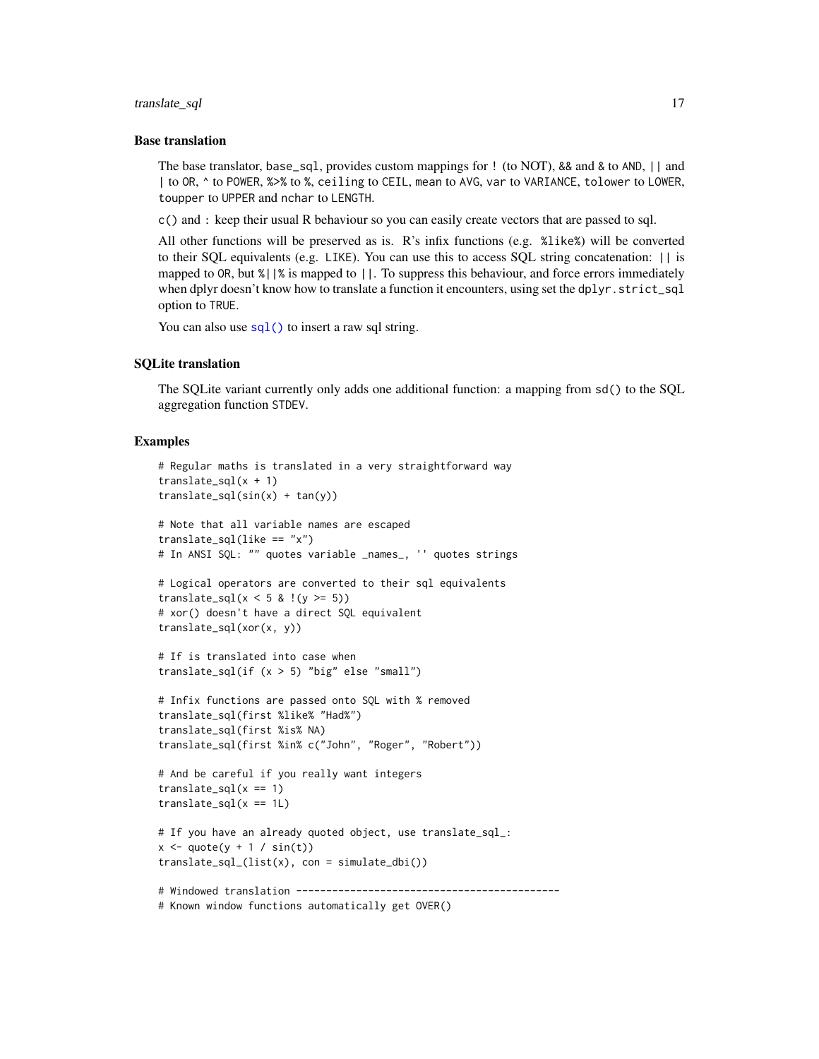### Base translation

The base translator, `base_sql`, provides custom mappings for `!` (to NOT), `&&` and `&` to `AND`, `||` and `|` to `OR`, `^` to `POWER`, `%>%` to `%`, `ceiling` to `CEIL`, `mean` to `AVG`, `var` to `VARIANCE`, `tolower` to `LOWER`, `toupper` to `UPPER` and `nchar` to `LENGTH`.

`c()` and `:` keep their usual R behaviour so you can easily create vectors that are passed to sql.

All other functions will be preserved as is. R's infix functions (e.g. `%like%`) will be converted to their SQL equivalents (e.g. `LIKE`). You can use this to access SQL string concatenation: `||` is mapped to `OR`, but `%||%` is mapped to `||`. To suppress this behaviour, and force errors immediately when dplyr doesn't know how to translate a function it encounters, using set the `dplyr.strict_sql` option to `TRUE`.

You can also use `sql()` to insert a raw sql string.

### SQLite translation

The SQLite variant currently only adds one additional function: a mapping from `sd()` to the SQL aggregation function `STDEV`.

### Examples

```
# Regular maths is translated in a very straightforward way
translate_sql(x + 1)
translate_sql(sin(x) + tan(y))

# Note that all variable names are escaped
translate_sql(like == "x")
# In ANSI SQL: "" quotes variable _names_, '' quotes strings

# Logical operators are converted to their sql equivalents
translate_sql(x < 5 & !(y >= 5))
# xor() doesn't have a direct SQL equivalent
translate_sql(xor(x, y))

# If is translated into case when
translate_sql(if (x > 5) "big" else "small")

# Infix functions are passed onto SQL with % removed
translate_sql(first %like% "Had%")
translate_sql(first %is% NA)
translate_sql(first %in% c("John", "Roger", "Robert"))

# And be careful if you really want integers
translate_sql(x == 1)
translate_sql(x == 1L)

# If you have an already quoted object, use translate_sql_:
x <- quote(y + 1 / sin(t))
translate_sql_(list(x), con = simulate_dbi())

# Windowed translation --------------------------------------------
# Known window functions automatically get OVER()
```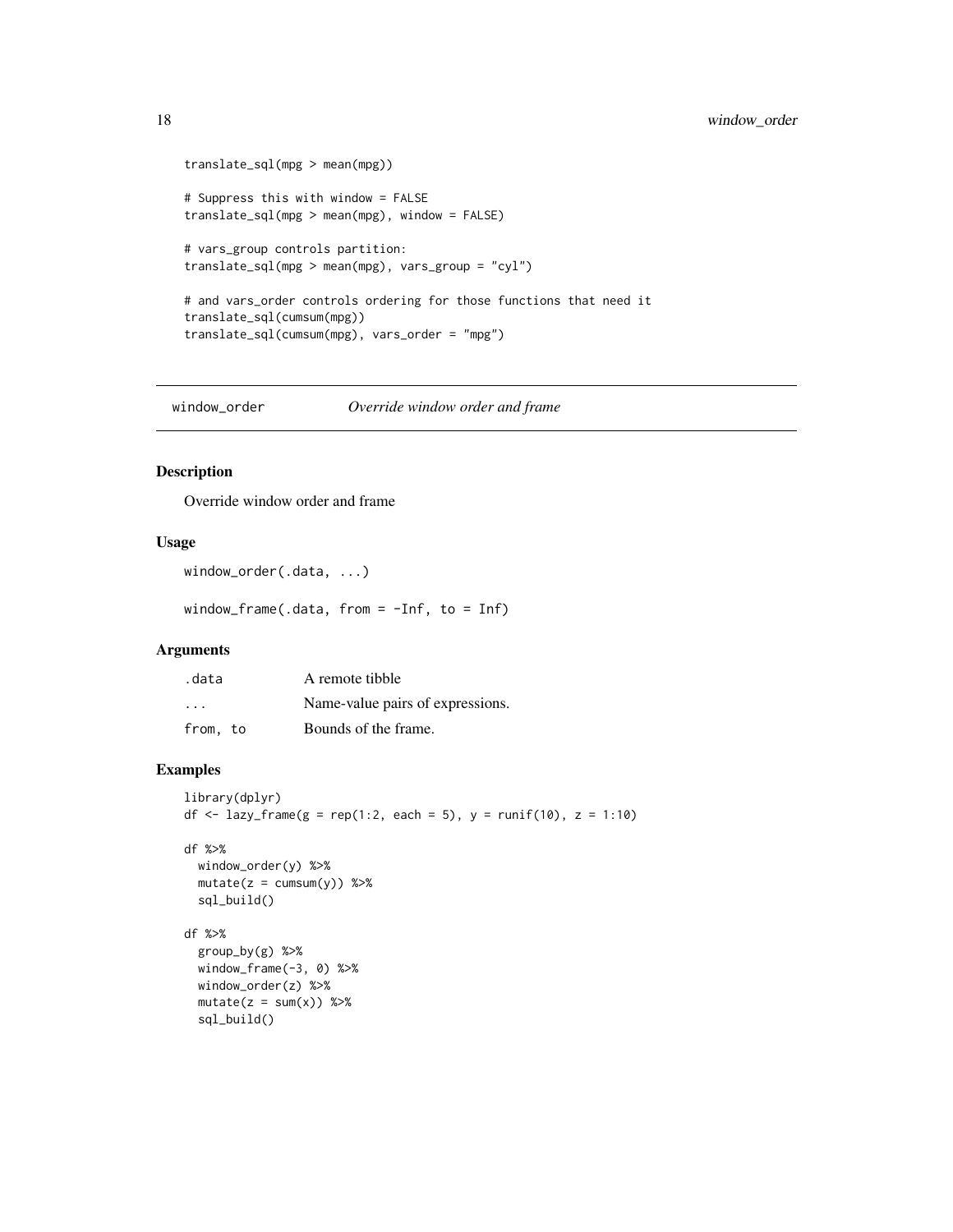```
translate_sql(mpg > mean(mpg))

# Suppress this with window = FALSE
translate_sql(mpg > mean(mpg), window = FALSE)

# vars_group controls partition:
translate_sql(mpg > mean(mpg), vars_group = "cyl")

# and vars_order controls ordering for those functions that need it
translate_sql(cumsum(mpg))
translate_sql(cumsum(mpg), vars_order = "mpg")
```

---

## window_order — *Override window order and frame*

### Description

Override window order and frame

### Usage

```
window_order(.data, ...)

window_frame(.data, from = -Inf, to = Inf)
```

### Arguments

| | |
|---|---|
| .data | A remote tibble |
| ... | Name-value pairs of expressions. |
| from, to | Bounds of the frame. |

### Examples

```
library(dplyr)
df <- lazy_frame(g = rep(1:2, each = 5), y = runif(10), z = 1:10)

df %>%
  window_order(y) %>%
  mutate(z = cumsum(y)) %>%
  sql_build()

df %>%
  group_by(g) %>%
  window_frame(-3, 0) %>%
  window_order(z) %>%
  mutate(z = sum(x)) %>%
  sql_build()
```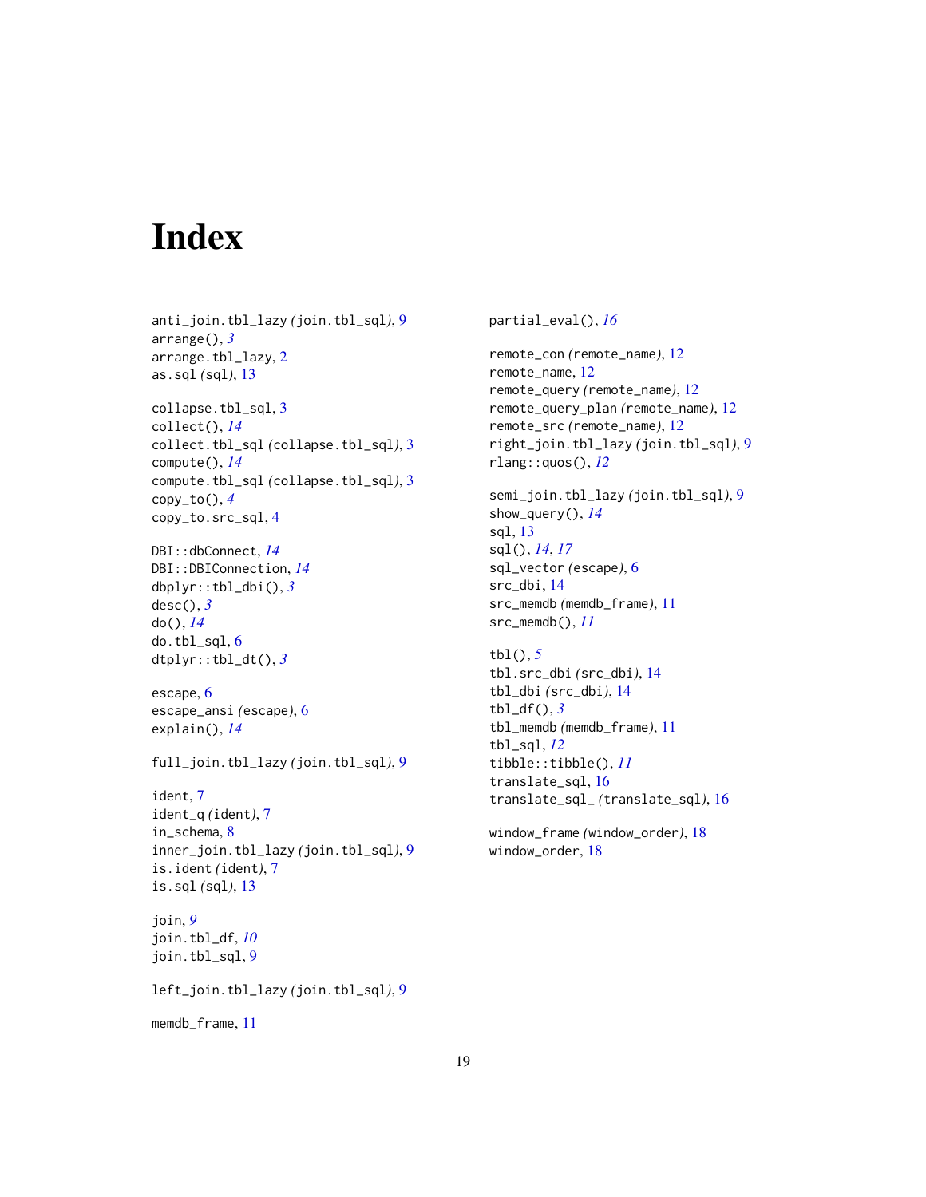# Index

anti_join.tbl_lazy *(join.tbl_sql)*, 9
arrange(), *3*
arrange.tbl_lazy, 2
as.sql *(sql)*, 13

collapse.tbl_sql, 3
collect(), *14*
collect.tbl_sql *(collapse.tbl_sql)*, 3
compute(), *14*
compute.tbl_sql *(collapse.tbl_sql)*, 3
copy_to(), *4*
copy_to.src_sql, 4

DBI::dbConnect, *14*
DBI::DBIConnection, *14*
dbplyr::tbl_dbi(), *3*
desc(), *3*
do(), *14*
do.tbl_sql, 6
dtplyr::tbl_dt(), *3*

escape, 6
escape_ansi *(escape)*, 6
explain(), *14*

full_join.tbl_lazy *(join.tbl_sql)*, 9

ident, 7
ident_q *(ident)*, 7
in_schema, 8
inner_join.tbl_lazy *(join.tbl_sql)*, 9
is.ident *(ident)*, 7
is.sql *(sql)*, 13

join, *9*
join.tbl_df, *10*
join.tbl_sql, 9

left_join.tbl_lazy *(join.tbl_sql)*, 9

memdb_frame, 11

partial_eval(), *16*

remote_con *(remote_name)*, 12
remote_name, 12
remote_query *(remote_name)*, 12
remote_query_plan *(remote_name)*, 12
remote_src *(remote_name)*, 12
right_join.tbl_lazy *(join.tbl_sql)*, 9
rlang::quos(), *12*

semi_join.tbl_lazy *(join.tbl_sql)*, 9
show_query(), *14*
sql, 13
sql(), *14*, *17*
sql_vector *(escape)*, 6
src_dbi, 14
src_memdb *(memdb_frame)*, 11
src_memdb(), *11*

tbl(), *5*
tbl.src_dbi *(src_dbi)*, 14
tbl_dbi *(src_dbi)*, 14
tbl_df(), *3*
tbl_memdb *(memdb_frame)*, 11
tbl_sql, *12*
tibble::tibble(), *11*
translate_sql, 16
translate_sql_ *(translate_sql)*, 16

window_frame *(window_order)*, 18
window_order, 18